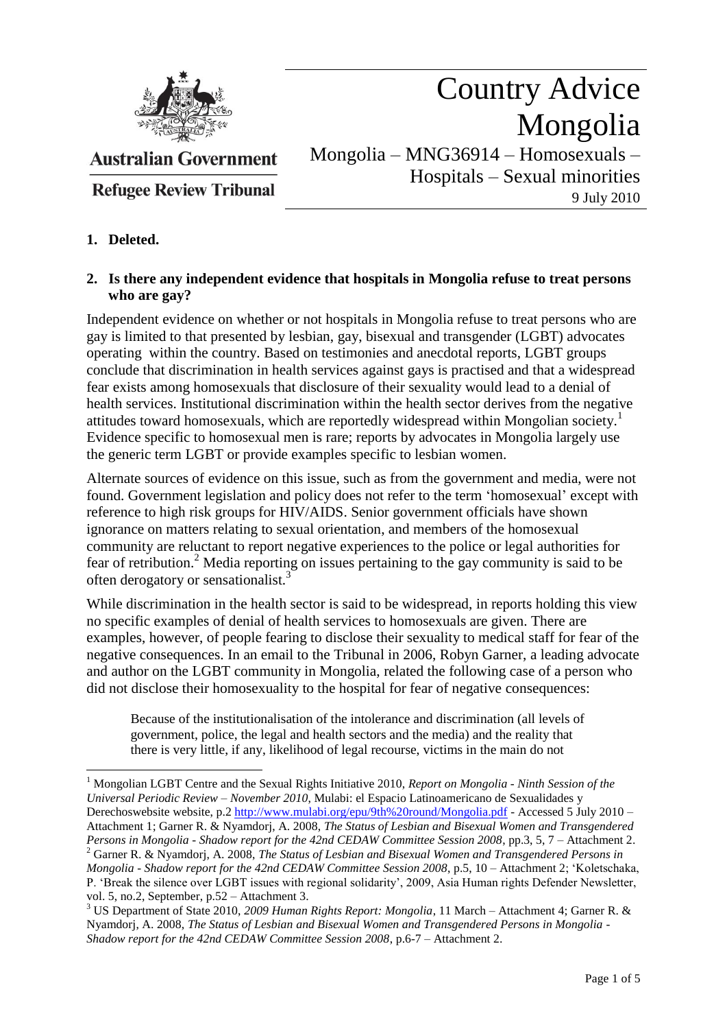Australian Government

Refugee Review Tribunal

# Country Advice Mongolia

Mongolia – MNG36914 – Homosexuals – Hospitals – Sexual minorities

9 July 2010

**1. Deleted.**

**2. Is there any independent evidence that hospitals in Mongolia refuse to treat persons who are gay?**

Independent evidence on whether or not hospitals in Mongolia refuse to treat persons who are gay is limited to that presented by lesbian, gay, bisexual and transgender (LGBT) advocates operating within the country. Based on testimonies and anecdotal reports, LGBT groups conclude that discrimination in health services against gays is practised and that a widespread fear exists among homosexuals that disclosure of their sexuality would lead to a denial of health services. Institutional discrimination within the health sector derives from the negative attitudes toward homosexuals, which are reportedly widespread within Mongolian society.[1] Evidence specific to homosexual men is rare; reports by advocates in Mongolia largely use the generic term LGBT or provide examples specific to lesbian women.

Alternate sources of evidence on this issue, such as from the government and media, were not found. Government legislation and policy does not refer to the term 'homosexual' except with reference to high risk groups for HIV/AIDS. Senior government officials have shown ignorance on matters relating to sexual orientation, and members of the homosexual community are reluctant to report negative experiences to the police or legal authorities for fear of retribution.[2] Media reporting on issues pertaining to the gay community is said to be often derogatory or sensationalist.[3]

While discrimination in the health sector is said to be widespread, in reports holding this view no specific examples of denial of health services to homosexuals are given. There are examples, however, of people fearing to disclose their sexuality to medical staff for fear of the negative consequences. In an email to the Tribunal in 2006, Robyn Garner, a leading advocate and author on the LGBT community in Mongolia, related the following case of a person who did not disclose their homosexuality to the hospital for fear of negative consequences:

> Because of the institutionalisation of the intolerance and discrimination (all levels of government, police, the legal and health sectors and the media) and the reality that there is very little, if any, likelihood of legal recourse, victims in the main do not

---

[1] Mongolian LGBT Centre and the Sexual Rights Initiative 2010, *Report on Mongolia - Ninth Session of the Universal Periodic Review – November 2010*, Mulabi: el Espacio Latinoamericano de Sexualidades y Derechoswebsite website, p.2 http://www.mulabi.org/epu/9th%20round/Mongolia.pdf - Accessed 5 July 2010 – Attachment 1; Garner R. & Nyamdorj, A. 2008, *The Status of Lesbian and Bisexual Women and Transgendered Persons in Mongolia - Shadow report for the 42nd CEDAW Committee Session 2008*, pp.3, 5, 7 – Attachment 2.

[2] Garner R. & Nyamdorj, A. 2008, *The Status of Lesbian and Bisexual Women and Transgendered Persons in Mongolia - Shadow report for the 42nd CEDAW Committee Session 2008*, p.5, 10 – Attachment 2; 'Koletschaka, P. 'Break the silence over LGBT issues with regional solidarity', 2009, Asia Human rights Defender Newsletter, vol. 5, no.2, September, p.52 – Attachment 3.

[3] US Department of State 2010, *2009 Human Rights Report: Mongolia*, 11 March – Attachment 4; Garner R. & Nyamdorj, A. 2008, *The Status of Lesbian and Bisexual Women and Transgendered Persons in Mongolia - Shadow report for the 42nd CEDAW Committee Session 2008*, p.6-7 – Attachment 2.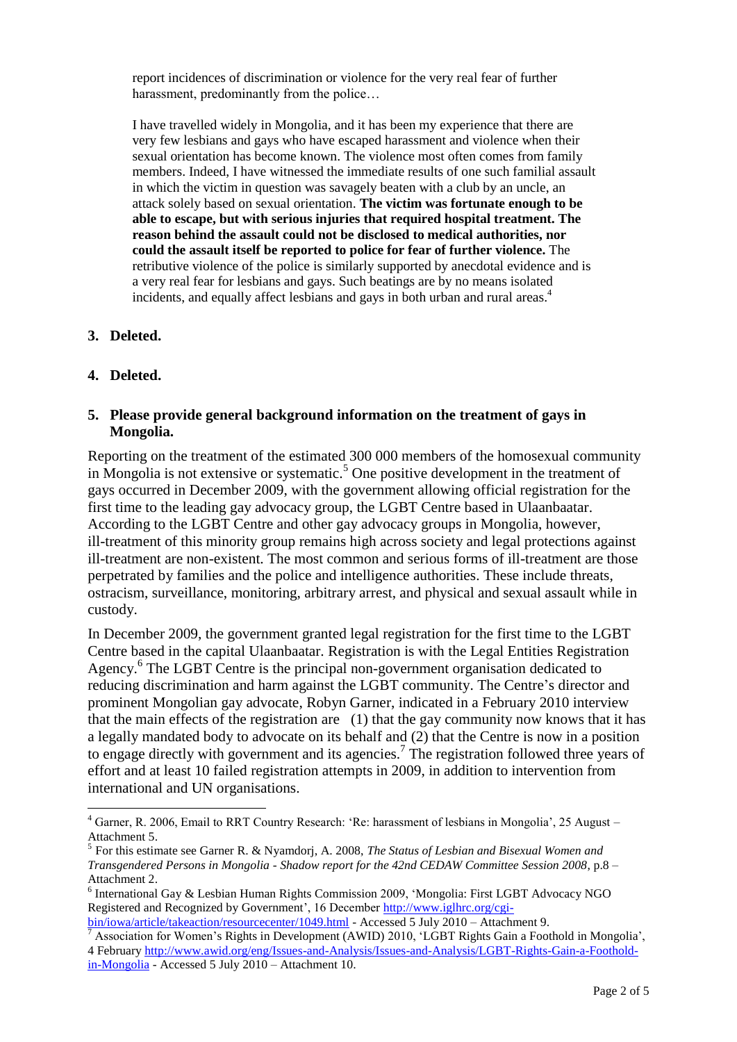> report incidences of discrimination or violence for the very real fear of further harassment, predominantly from the police…
>
> I have travelled widely in Mongolia, and it has been my experience that there are very few lesbians and gays who have escaped harassment and violence when their sexual orientation has become known. The violence most often comes from family members. Indeed, I have witnessed the immediate results of one such familial assault in which the victim in question was savagely beaten with a club by an uncle, an attack solely based on sexual orientation. **The victim was fortunate enough to be able to escape, but with serious injuries that required hospital treatment. The reason behind the assault could not be disclosed to medical authorities, nor could the assault itself be reported to police for fear of further violence.** The retributive violence of the police is similarly supported by anecdotal evidence and is a very real fear for lesbians and gays. Such beatings are by no means isolated incidents, and equally affect lesbians and gays in both urban and rural areas.[4]

## 3. Deleted.

## 4. Deleted.

## 5. Please provide general background information on the treatment of gays in Mongolia.

Reporting on the treatment of the estimated 300 000 members of the homosexual community in Mongolia is not extensive or systematic.[5] One positive development in the treatment of gays occurred in December 2009, with the government allowing official registration for the first time to the leading gay advocacy group, the LGBT Centre based in Ulaanbaatar. According to the LGBT Centre and other gay advocacy groups in Mongolia, however, ill-treatment of this minority group remains high across society and legal protections against ill-treatment are non-existent. The most common and serious forms of ill-treatment are those perpetrated by families and the police and intelligence authorities. These include threats, ostracism, surveillance, monitoring, arbitrary arrest, and physical and sexual assault while in custody.

In December 2009, the government granted legal registration for the first time to the LGBT Centre based in the capital Ulaanbaatar. Registration is with the Legal Entities Registration Agency.[6] The LGBT Centre is the principal non-government organisation dedicated to reducing discrimination and harm against the LGBT community. The Centre's director and prominent Mongolian gay advocate, Robyn Garner, indicated in a February 2010 interview that the main effects of the registration are (1) that the gay community now knows that it has a legally mandated body to advocate on its behalf and (2) that the Centre is now in a position to engage directly with government and its agencies.[7] The registration followed three years of effort and at least 10 failed registration attempts in 2009, in addition to intervention from international and UN organisations.

---

[4] Garner, R. 2006, Email to RRT Country Research: 'Re: harassment of lesbians in Mongolia', 25 August – Attachment 5.

[5] For this estimate see Garner R. & Nyamdorj, A. 2008, *The Status of Lesbian and Bisexual Women and Transgendered Persons in Mongolia - Shadow report for the 42nd CEDAW Committee Session 2008*, p.8 – Attachment 2.

[6] International Gay & Lesbian Human Rights Commission 2009, 'Mongolia: First LGBT Advocacy NGO Registered and Recognized by Government', 16 December http://www.iglhrc.org/cgi-bin/iowa/article/takeaction/resourcecenter/1049.html - Accessed 5 July 2010 – Attachment 9.

[7] Association for Women's Rights in Development (AWID) 2010, 'LGBT Rights Gain a Foothold in Mongolia', 4 February http://www.awid.org/eng/Issues-and-Analysis/Issues-and-Analysis/LGBT-Rights-Gain-a-Foothold-in-Mongolia - Accessed 5 July 2010 – Attachment 10.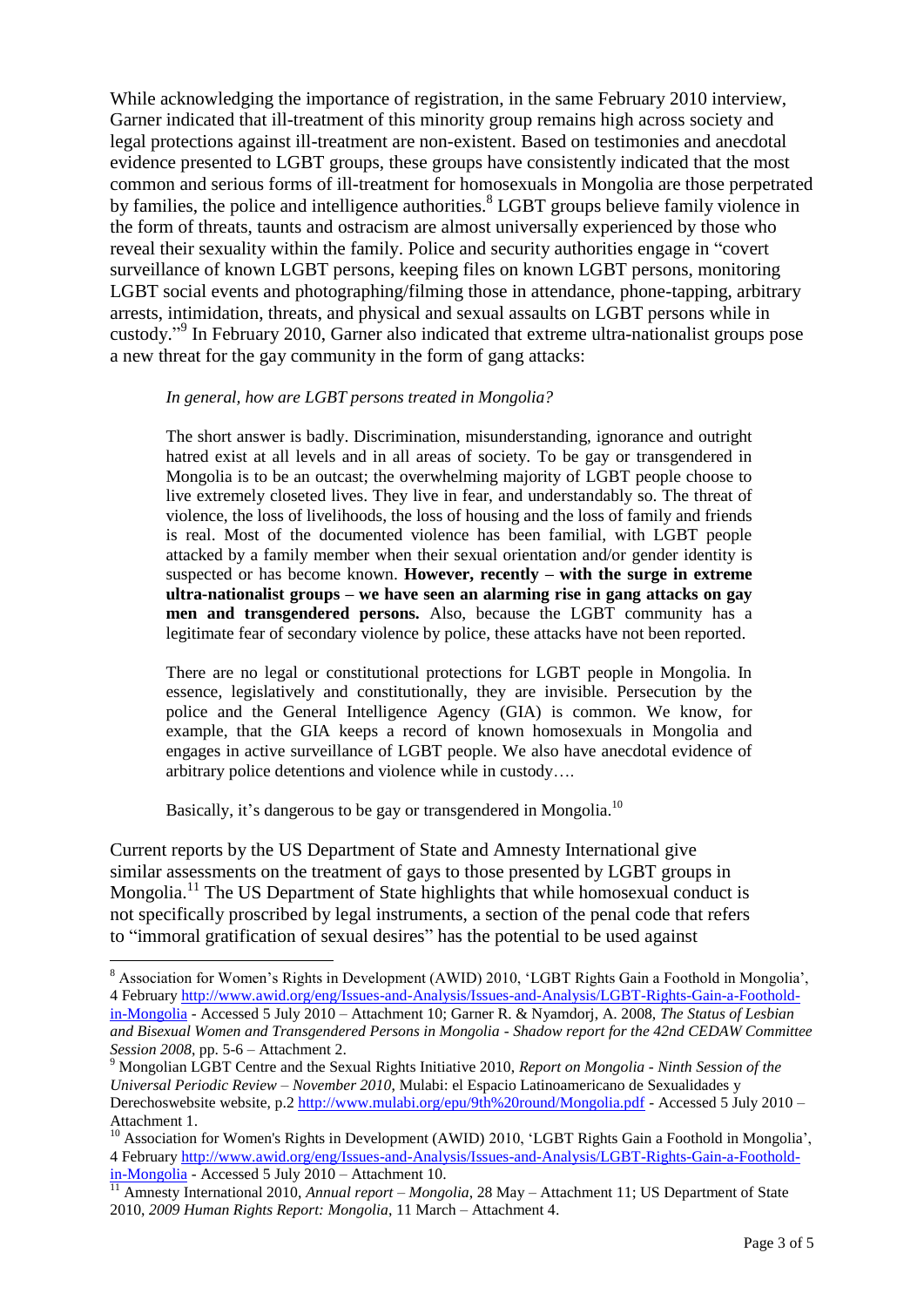While acknowledging the importance of registration, in the same February 2010 interview, Garner indicated that ill-treatment of this minority group remains high across society and legal protections against ill-treatment are non-existent. Based on testimonies and anecdotal evidence presented to LGBT groups, these groups have consistently indicated that the most common and serious forms of ill-treatment for homosexuals in Mongolia are those perpetrated by families, the police and intelligence authorities.[8] LGBT groups believe family violence in the form of threats, taunts and ostracism are almost universally experienced by those who reveal their sexuality within the family. Police and security authorities engage in "covert surveillance of known LGBT persons, keeping files on known LGBT persons, monitoring LGBT social events and photographing/filming those in attendance, phone-tapping, arbitrary arrests, intimidation, threats, and physical and sexual assaults on LGBT persons while in custody."[9] In February 2010, Garner also indicated that extreme ultra-nationalist groups pose a new threat for the gay community in the form of gang attacks:

> *In general, how are LGBT persons treated in Mongolia?*
>
> The short answer is badly. Discrimination, misunderstanding, ignorance and outright hatred exist at all levels and in all areas of society. To be gay or transgendered in Mongolia is to be an outcast; the overwhelming majority of LGBT people choose to live extremely closeted lives. They live in fear, and understandably so. The threat of violence, the loss of livelihoods, the loss of housing and the loss of family and friends is real. Most of the documented violence has been familial, with LGBT people attacked by a family member when their sexual orientation and/or gender identity is suspected or has become known. **However, recently – with the surge in extreme ultra-nationalist groups – we have seen an alarming rise in gang attacks on gay men and transgendered persons.** Also, because the LGBT community has a legitimate fear of secondary violence by police, these attacks have not been reported.
>
> There are no legal or constitutional protections for LGBT people in Mongolia. In essence, legislatively and constitutionally, they are invisible. Persecution by the police and the General Intelligence Agency (GIA) is common. We know, for example, that the GIA keeps a record of known homosexuals in Mongolia and engages in active surveillance of LGBT people. We also have anecdotal evidence of arbitrary police detentions and violence while in custody….
>
> Basically, it's dangerous to be gay or transgendered in Mongolia.[10]

Current reports by the US Department of State and Amnesty International give similar assessments on the treatment of gays to those presented by LGBT groups in Mongolia.[11] The US Department of State highlights that while homosexual conduct is not specifically proscribed by legal instruments, a section of the penal code that refers to "immoral gratification of sexual desires" has the potential to be used against

---

[8] Association for Women's Rights in Development (AWID) 2010, 'LGBT Rights Gain a Foothold in Mongolia', 4 February http://www.awid.org/eng/Issues-and-Analysis/Issues-and-Analysis/LGBT-Rights-Gain-a-Foothold-in-Mongolia - Accessed 5 July 2010 – Attachment 10; Garner R. & Nyamdorj, A. 2008, *The Status of Lesbian and Bisexual Women and Transgendered Persons in Mongolia - Shadow report for the 42nd CEDAW Committee Session 2008*, pp. 5-6 – Attachment 2.

[9] Mongolian LGBT Centre and the Sexual Rights Initiative 2010, *Report on Mongolia - Ninth Session of the Universal Periodic Review – November 2010*, Mulabi: el Espacio Latinoamericano de Sexualidades y Derechoswebsite website, p.2 http://www.mulabi.org/epu/9th%20round/Mongolia.pdf - Accessed 5 July 2010 – Attachment 1.

[10] Association for Women's Rights in Development (AWID) 2010, 'LGBT Rights Gain a Foothold in Mongolia', 4 February http://www.awid.org/eng/Issues-and-Analysis/Issues-and-Analysis/LGBT-Rights-Gain-a-Foothold-in-Mongolia - Accessed 5 July 2010 – Attachment 10.

[11] Amnesty International 2010, *Annual report – Mongolia*, 28 May – Attachment 11; US Department of State 2010, *2009 Human Rights Report: Mongolia*, 11 March – Attachment 4.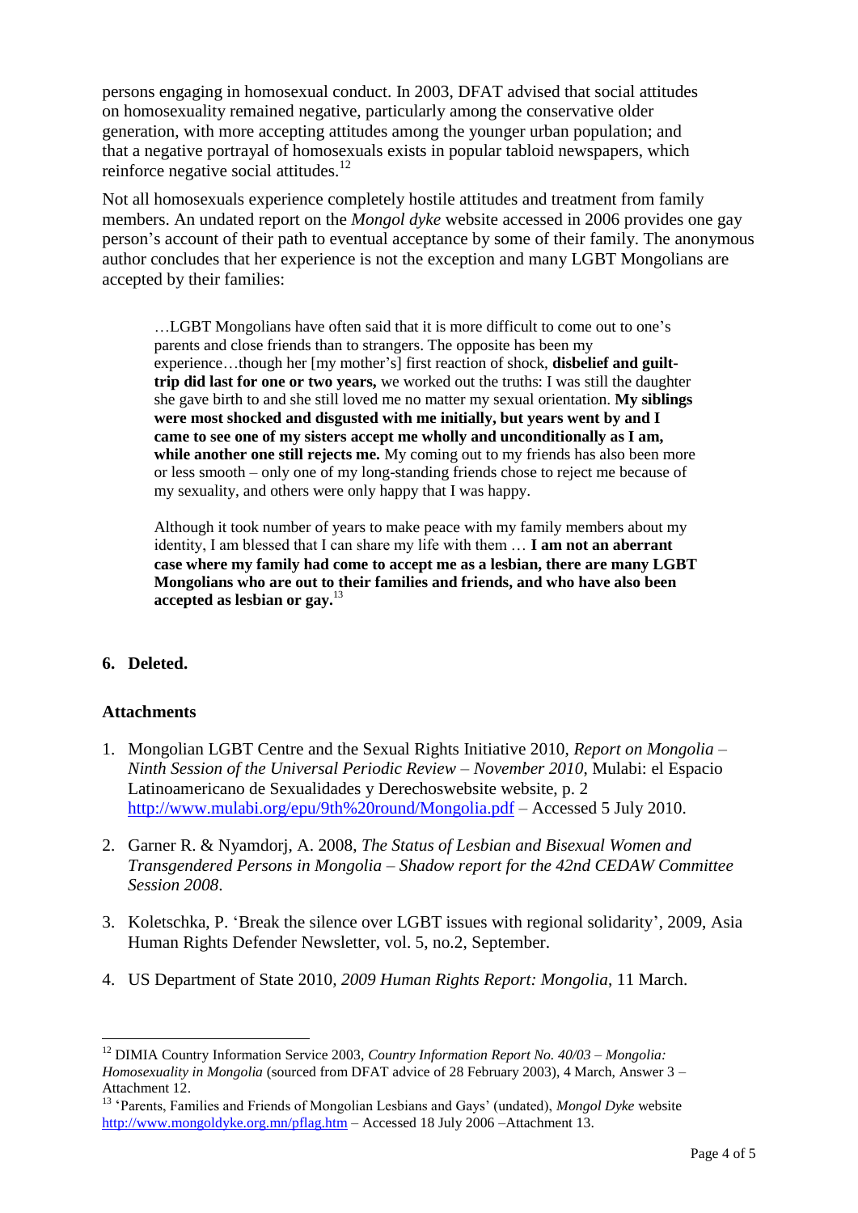persons engaging in homosexual conduct. In 2003, DFAT advised that social attitudes on homosexuality remained negative, particularly among the conservative older generation, with more accepting attitudes among the younger urban population; and that a negative portrayal of homosexuals exists in popular tabloid newspapers, which reinforce negative social attitudes.[12]

Not all homosexuals experience completely hostile attitudes and treatment from family members. An undated report on the *Mongol dyke* website accessed in 2006 provides one gay person's account of their path to eventual acceptance by some of their family. The anonymous author concludes that her experience is not the exception and many LGBT Mongolians are accepted by their families:

> …LGBT Mongolians have often said that it is more difficult to come out to one's parents and close friends than to strangers. The opposite has been my experience…though her [my mother's] first reaction of shock, **disbelief and guilt-trip did last for one or two years,** we worked out the truths: I was still the daughter she gave birth to and she still loved me no matter my sexual orientation. **My siblings were most shocked and disgusted with me initially, but years went by and I came to see one of my sisters accept me wholly and unconditionally as I am, while another one still rejects me.** My coming out to my friends has also been more or less smooth – only one of my long-standing friends chose to reject me because of my sexuality, and others were only happy that I was happy.
>
> Although it took number of years to make peace with my family members about my identity, I am blessed that I can share my life with them … **I am not an aberrant case where my family had come to accept me as a lesbian, there are many LGBT Mongolians who are out to their families and friends, and who have also been accepted as lesbian or gay.**[13]

## 6. Deleted.

## Attachments

1. Mongolian LGBT Centre and the Sexual Rights Initiative 2010, *Report on Mongolia – Ninth Session of the Universal Periodic Review – November 2010*, Mulabi: el Espacio Latinoamericano de Sexualidades y Derechoswebsite website, p. 2 http://www.mulabi.org/epu/9th%20round/Mongolia.pdf – Accessed 5 July 2010.
2. Garner R. & Nyamdorj, A. 2008, *The Status of Lesbian and Bisexual Women and Transgendered Persons in Mongolia – Shadow report for the 42nd CEDAW Committee Session 2008*.
3. Koletschka, P. 'Break the silence over LGBT issues with regional solidarity', 2009, Asia Human Rights Defender Newsletter, vol. 5, no.2, September.
4. US Department of State 2010, *2009 Human Rights Report: Mongolia*, 11 March.

---

[12] DIMIA Country Information Service 2003, *Country Information Report No. 40/03 – Mongolia: Homosexuality in Mongolia* (sourced from DFAT advice of 28 February 2003), 4 March, Answer 3 – Attachment 12.

[13] 'Parents, Families and Friends of Mongolian Lesbians and Gays' (undated), *Mongol Dyke* website http://www.mongoldyke.org.mn/pflag.htm – Accessed 18 July 2006 –Attachment 13.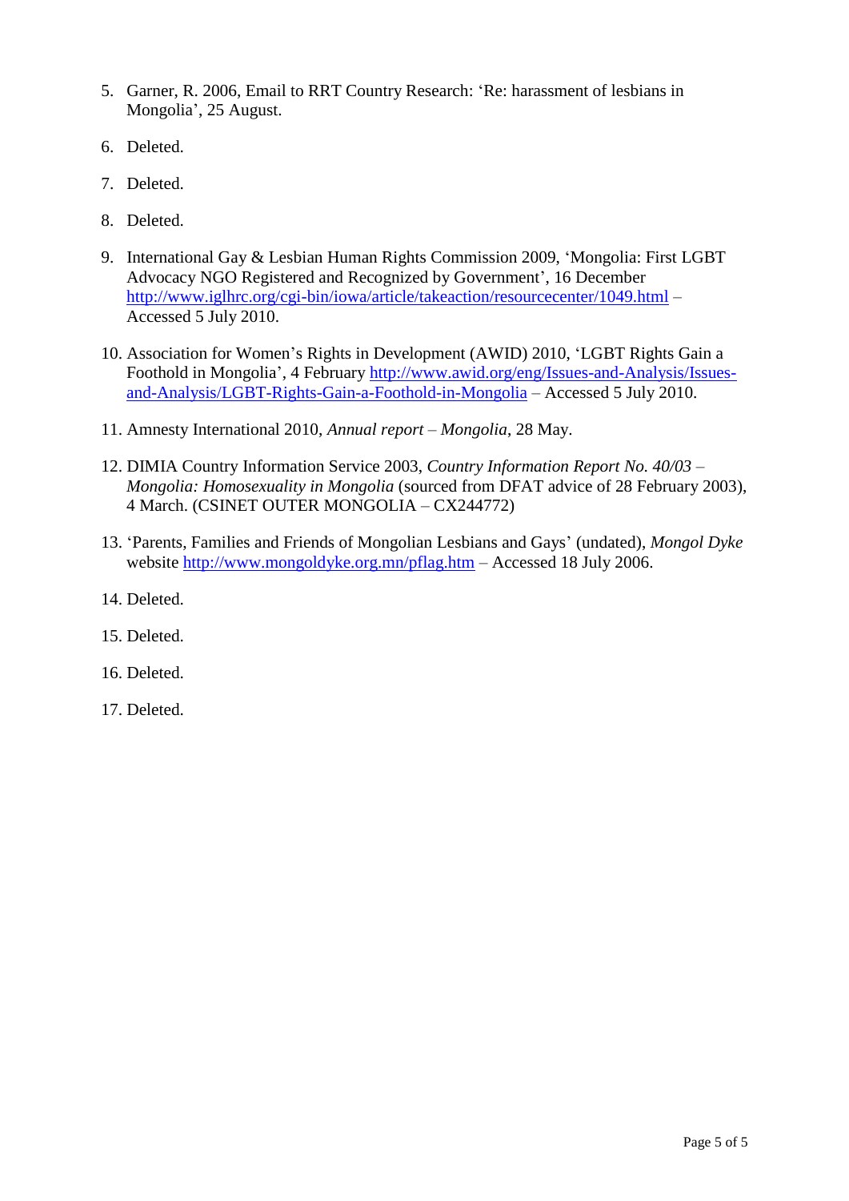5. Garner, R. 2006, Email to RRT Country Research: 'Re: harassment of lesbians in Mongolia', 25 August.

6. Deleted.

7. Deleted.

8. Deleted.

9. International Gay & Lesbian Human Rights Commission 2009, 'Mongolia: First LGBT Advocacy NGO Registered and Recognized by Government', 16 December http://www.iglhrc.org/cgi-bin/iowa/article/takeaction/resourcecenter/1049.html – Accessed 5 July 2010.

10. Association for Women's Rights in Development (AWID) 2010, 'LGBT Rights Gain a Foothold in Mongolia', 4 February http://www.awid.org/eng/Issues-and-Analysis/Issues-and-Analysis/LGBT-Rights-Gain-a-Foothold-in-Mongolia – Accessed 5 July 2010.

11. Amnesty International 2010, *Annual report – Mongolia*, 28 May.

12. DIMIA Country Information Service 2003, *Country Information Report No. 40/03 – Mongolia: Homosexuality in Mongolia* (sourced from DFAT advice of 28 February 2003), 4 March. (CSINET OUTER MONGOLIA – CX244772)

13. 'Parents, Families and Friends of Mongolian Lesbians and Gays' (undated), *Mongol Dyke* website http://www.mongoldyke.org.mn/pflag.htm – Accessed 18 July 2006.

14. Deleted.

15. Deleted.

16. Deleted.

17. Deleted.